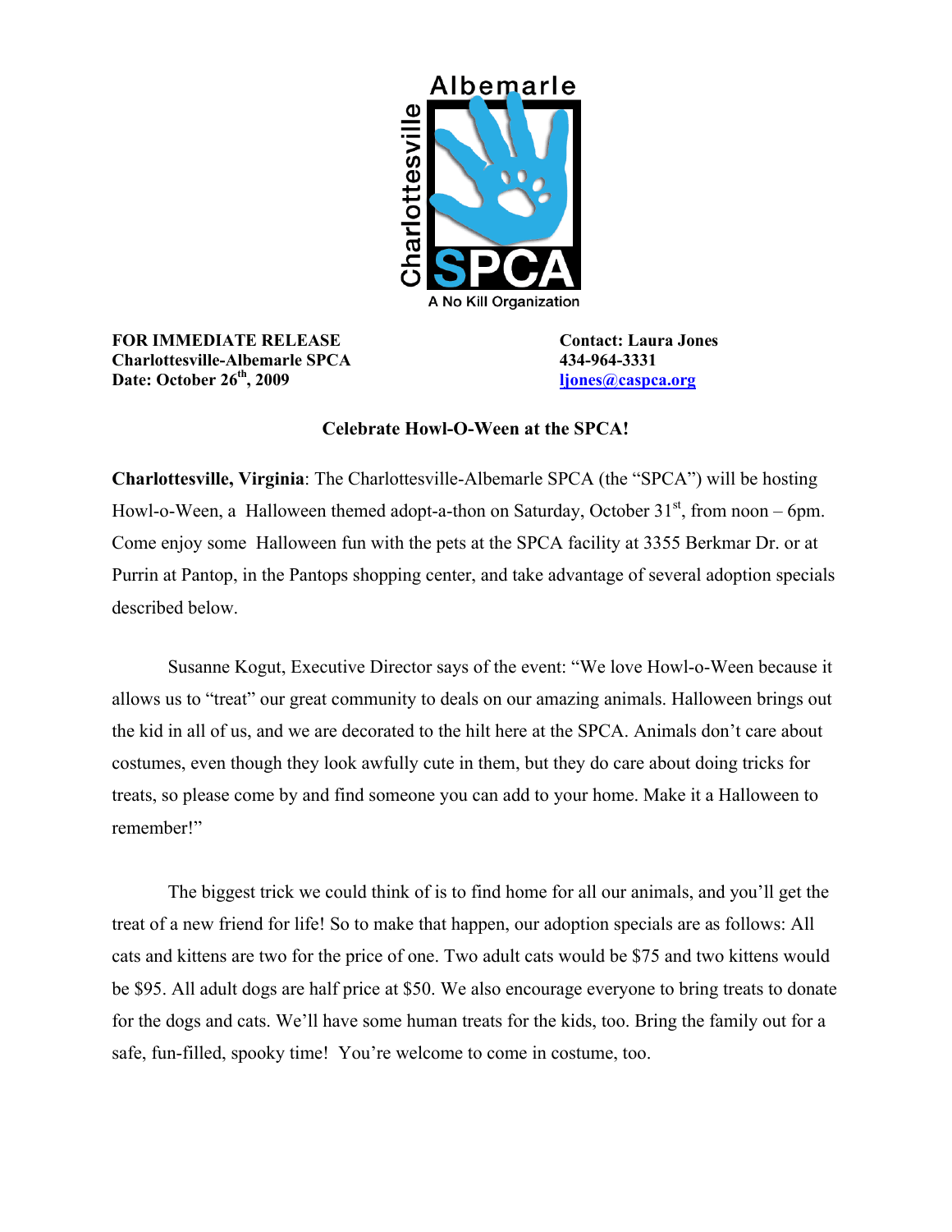**FOR IMMEDIATE RELEASE**
**Charlottesville-Albemarle SPCA**
**Date: October 26th, 2009**

**Contact: Laura Jones**
**434-964-3331**
**ljones@caspca.org**

**Celebrate Howl-O-Ween at the SPCA!**

**Charlottesville, Virginia**: The Charlottesville-Albemarle SPCA (the "SPCA") will be hosting Howl-o-Ween, a Halloween themed adopt-a-thon on Saturday, October 31st, from noon – 6pm. Come enjoy some Halloween fun with the pets at the SPCA facility at 3355 Berkmar Dr. or at Purrin at Pantop, in the Pantops shopping center, and take advantage of several adoption specials described below.

Susanne Kogut, Executive Director says of the event: "We love Howl-o-Ween because it allows us to "treat" our great community to deals on our amazing animals. Halloween brings out the kid in all of us, and we are decorated to the hilt here at the SPCA. Animals don't care about costumes, even though they look awfully cute in them, but they do care about doing tricks for treats, so please come by and find someone you can add to your home. Make it a Halloween to remember!"

The biggest trick we could think of is to find home for all our animals, and you'll get the treat of a new friend for life! So to make that happen, our adoption specials are as follows: All cats and kittens are two for the price of one. Two adult cats would be $75 and two kittens would be $95. All adult dogs are half price at $50. We also encourage everyone to bring treats to donate for the dogs and cats. We'll have some human treats for the kids, too. Bring the family out for a safe, fun-filled, spooky time! You're welcome to come in costume, too.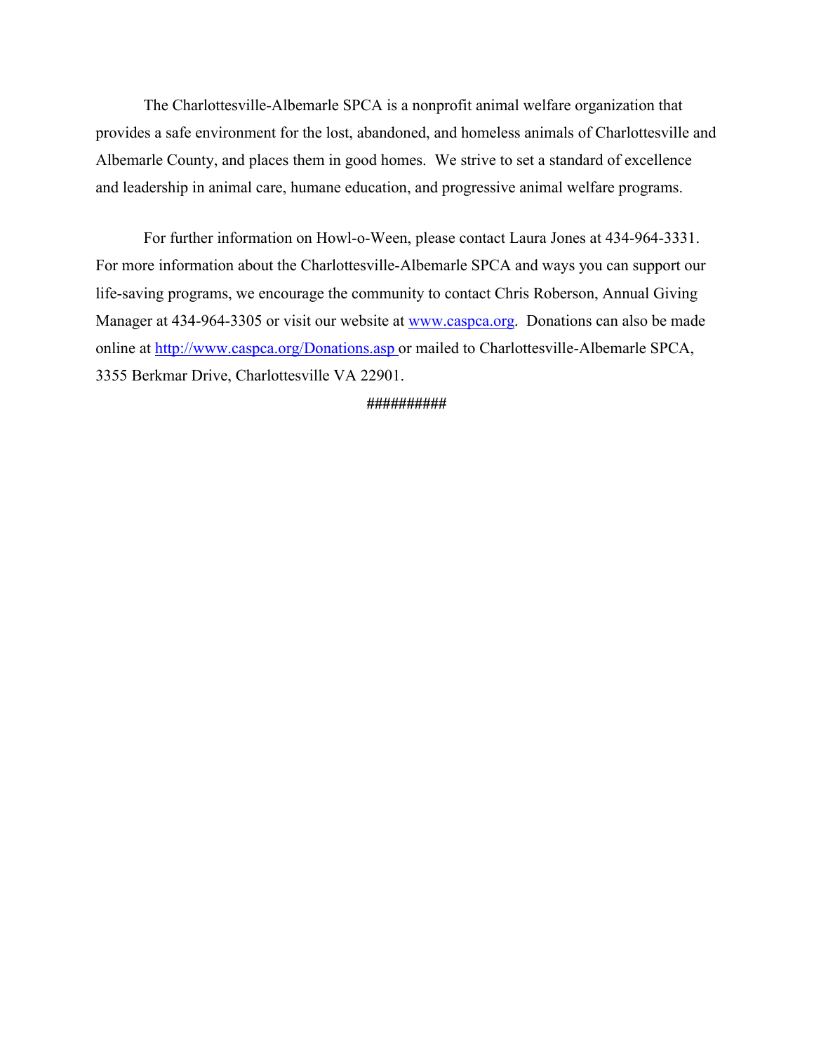The Charlottesville-Albemarle SPCA is a nonprofit animal welfare organization that provides a safe environment for the lost, abandoned, and homeless animals of Charlottesville and Albemarle County, and places them in good homes. We strive to set a standard of excellence and leadership in animal care, humane education, and progressive animal welfare programs.

For further information on Howl-o-Ween, please contact Laura Jones at 434-964-3331. For more information about the Charlottesville-Albemarle SPCA and ways you can support our life-saving programs, we encourage the community to contact Chris Roberson, Annual Giving Manager at 434-964-3305 or visit our website at www.caspca.org. Donations can also be made online at http://www.caspca.org/Donations.asp or mailed to Charlottesville-Albemarle SPCA, 3355 Berkmar Drive, Charlottesville VA 22901.

##########